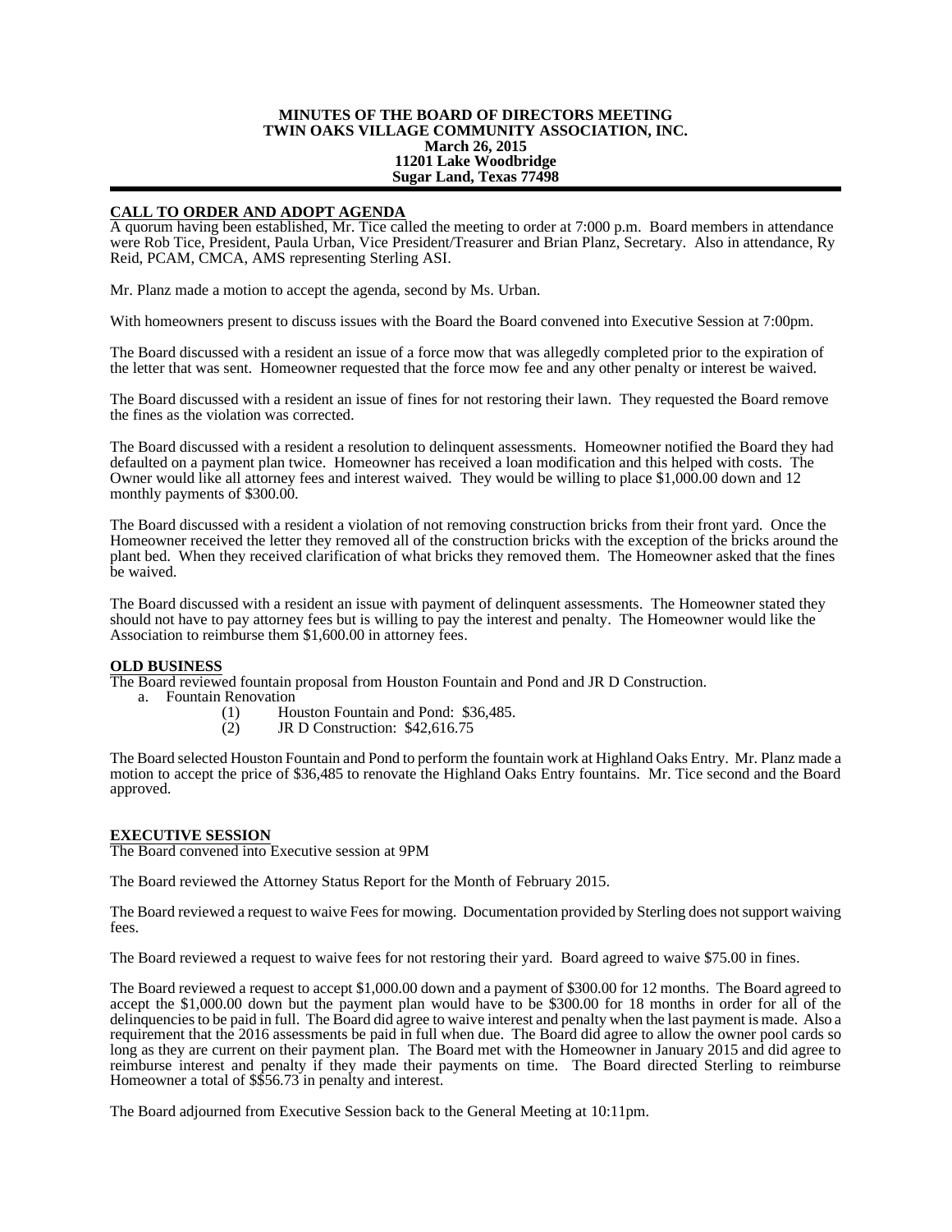**MINUTES OF THE BOARD OF DIRECTORS MEETING**
**TWIN OAKS VILLAGE COMMUNITY ASSOCIATION, INC.**
**March 26, 2015**
**11201 Lake Woodbridge**
**Sugar Land, Texas 77498**

---

## CALL TO ORDER AND ADOPT AGENDA

A quorum having been established, Mr. Tice called the meeting to order at 7:000 p.m. Board members in attendance were Rob Tice, President, Paula Urban, Vice President/Treasurer and Brian Planz, Secretary. Also in attendance, Ry Reid, PCAM, CMCA, AMS representing Sterling ASI.

Mr. Planz made a motion to accept the agenda, second by Ms. Urban.

With homeowners present to discuss issues with the Board the Board convened into Executive Session at 7:00pm.

The Board discussed with a resident an issue of a force mow that was allegedly completed prior to the expiration of the letter that was sent. Homeowner requested that the force mow fee and any other penalty or interest be waived.

The Board discussed with a resident an issue of fines for not restoring their lawn. They requested the Board remove the fines as the violation was corrected.

The Board discussed with a resident a resolution to delinquent assessments. Homeowner notified the Board they had defaulted on a payment plan twice. Homeowner has received a loan modification and this helped with costs. The Owner would like all attorney fees and interest waived. They would be willing to place $1,000.00 down and 12 monthly payments of $300.00.

The Board discussed with a resident a violation of not removing construction bricks from their front yard. Once the Homeowner received the letter they removed all of the construction bricks with the exception of the bricks around the plant bed. When they received clarification of what bricks they removed them. The Homeowner asked that the fines be waived.

The Board discussed with a resident an issue with payment of delinquent assessments. The Homeowner stated they should not have to pay attorney fees but is willing to pay the interest and penalty. The Homeowner would like the Association to reimburse them $1,600.00 in attorney fees.

## OLD BUSINESS

The Board reviewed fountain proposal from Houston Fountain and Pond and JR D Construction.

a. Fountain Renovation
   (1) Houston Fountain and Pond: $36,485.
   (2) JR D Construction: $42,616.75

The Board selected Houston Fountain and Pond to perform the fountain work at Highland Oaks Entry. Mr. Planz made a motion to accept the price of $36,485 to renovate the Highland Oaks Entry fountains. Mr. Tice second and the Board approved.

## EXECUTIVE SESSION

The Board convened into Executive session at 9PM

The Board reviewed the Attorney Status Report for the Month of February 2015.

The Board reviewed a request to waive Fees for mowing. Documentation provided by Sterling does not support waiving fees.

The Board reviewed a request to waive fees for not restoring their yard. Board agreed to waive $75.00 in fines.

The Board reviewed a request to accept $1,000.00 down and a payment of $300.00 for 12 months. The Board agreed to accept the $1,000.00 down but the payment plan would have to be $300.00 for 18 months in order for all of the delinquencies to be paid in full. The Board did agree to waive interest and penalty when the last payment is made. Also a requirement that the 2016 assessments be paid in full when due. The Board did agree to allow the owner pool cards so long as they are current on their payment plan. The Board met with the Homeowner in January 2015 and did agree to reimburse interest and penalty if they made their payments on time. The Board directed Sterling to reimburse Homeowner a total of $$56.73 in penalty and interest.

The Board adjourned from Executive Session back to the General Meeting at 10:11pm.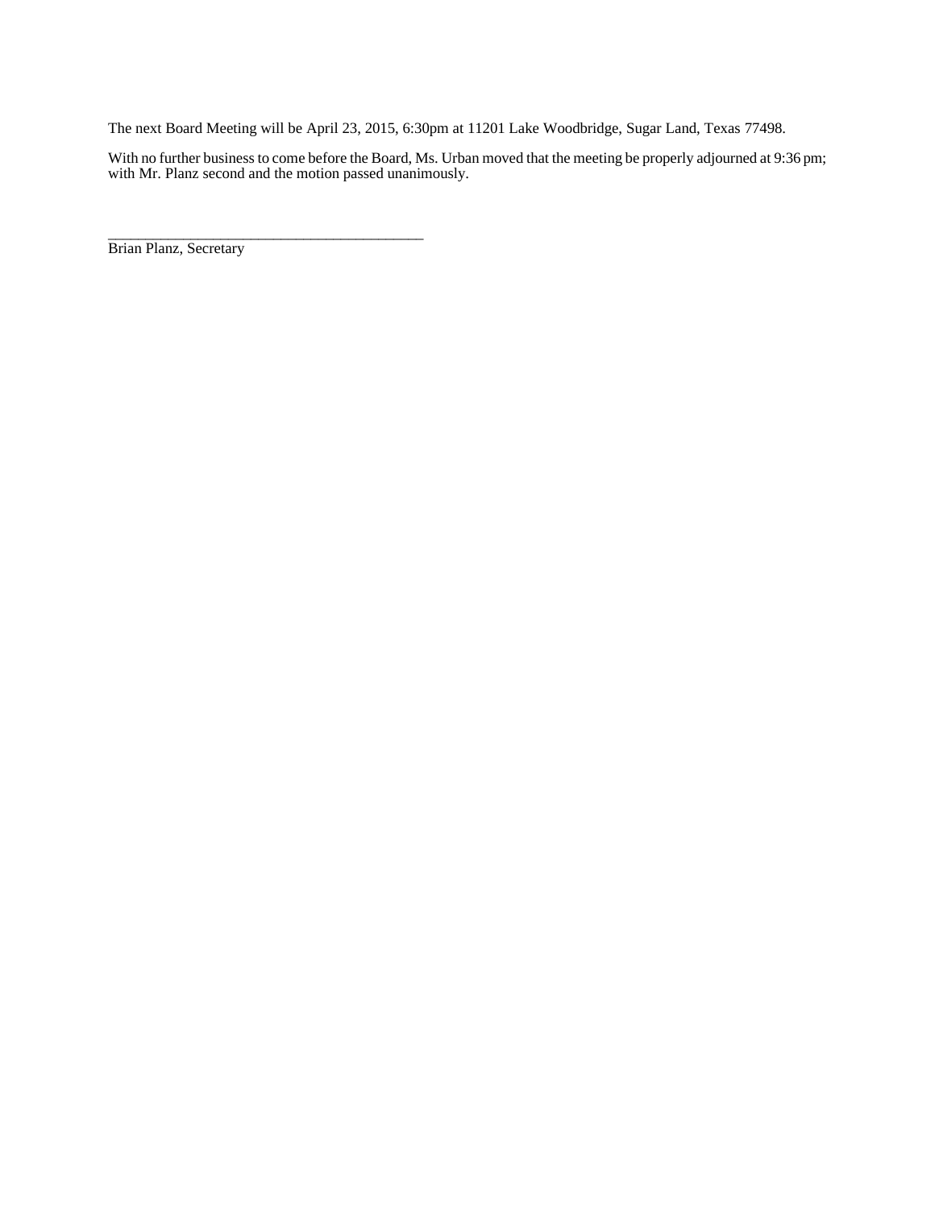The next Board Meeting will be April 23, 2015, 6:30pm at 11201 Lake Woodbridge, Sugar Land, Texas 77498.

With no further business to come before the Board, Ms. Urban moved that the meeting be properly adjourned at 9:36 pm; with Mr. Planz second and the motion passed unanimously.

___________________________________________
Brian Planz, Secretary